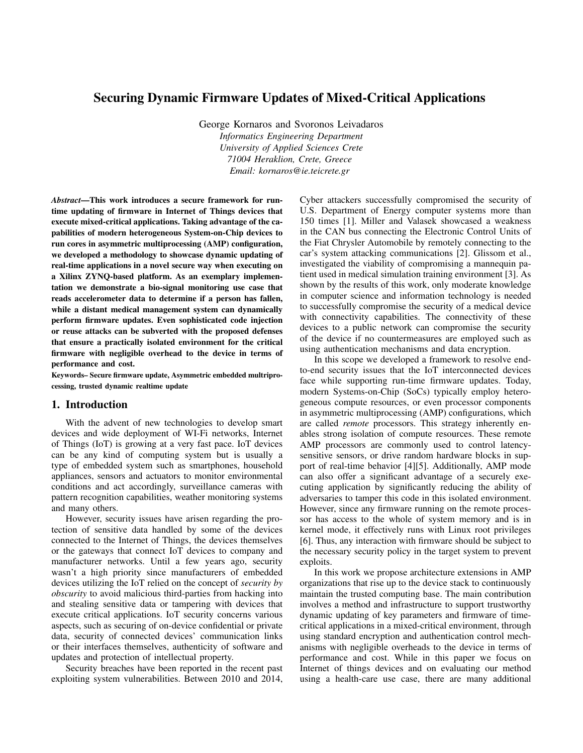# Securing Dynamic Firmware Updates of Mixed-Critical Applications

George Kornaros and Svoronos Leivadaros
*Informatics Engineering Department*
*University of Applied Sciences Crete*
*71004 Heraklion, Crete, Greece*
*Email: kornaros@ie.teicrete.gr*

***Abstract*—This work introduces a secure framework for run-time updating of firmware in Internet of Things devices that execute mixed-critical applications. Taking advantage of the capabilities of modern heterogeneous System-on-Chip devices to run cores in asymmetric multiprocessing (AMP) configuration, we developed a methodology to showcase dynamic updating of real-time applications in a novel secure way when executing on a Xilinx ZYNQ-based platform. As an exemplary implementation we demonstrate a bio-signal monitoring use case that reads accelerometer data to determine if a person has fallen, while a distant medical management system can dynamically perform firmware updates. Even sophisticated code injection or reuse attacks can be subverted with the proposed defenses that ensure a practically isolated environment for the critical firmware with negligible overhead to the device in terms of performance and cost.**

**Keywords– Secure firmware update, Asymmetric embedded multiprocessing, trusted dynamic realtime update**

## 1. Introduction

With the advent of new technologies to develop smart devices and wide deployment of WI-Fi networks, Internet of Things (IoT) is growing at a very fast pace. IoT devices can be any kind of computing system but is usually a type of embedded system such as smartphones, household appliances, sensors and actuators to monitor environmental conditions and act accordingly, surveillance cameras with pattern recognition capabilities, weather monitoring systems and many others.

However, security issues have arisen regarding the protection of sensitive data handled by some of the devices connected to the Internet of Things, the devices themselves or the gateways that connect IoT devices to company and manufacturer networks. Until a few years ago, security wasn't a high priority since manufacturers of embedded devices utilizing the IoT relied on the concept of *security by obscurity* to avoid malicious third-parties from hacking into and stealing sensitive data or tampering with devices that execute critical applications. IoT security concerns various aspects, such as securing of on-device confidential or private data, security of connected devices' communication links or their interfaces themselves, authenticity of software and updates and protection of intellectual property.

Security breaches have been reported in the recent past exploiting system vulnerabilities. Between 2010 and 2014, Cyber attackers successfully compromised the security of U.S. Department of Energy computer systems more than 150 times [1]. Miller and Valasek showcased a weakness in the CAN bus connecting the Electronic Control Units of the Fiat Chrysler Automobile by remotely connecting to the car's system attacking communications [2]. Glissom et al., investigated the viability of compromising a mannequin patient used in medical simulation training environment [3]. As shown by the results of this work, only moderate knowledge in computer science and information technology is needed to successfully compromise the security of a medical device with connectivity capabilities. The connectivity of these devices to a public network can compromise the security of the device if no countermeasures are employed such as using authentication mechanisms and data encryption.

In this scope we developed a framework to resolve end-to-end security issues that the IoT interconnected devices face while supporting run-time firmware updates. Today, modern Systems-on-Chip (SoCs) typically employ heterogeneous compute resources, or even processor components in asymmetric multiprocessing (AMP) configurations, which are called *remote* processors. This strategy inherently enables strong isolation of compute resources. These remote AMP processors are commonly used to control latency-sensitive sensors, or drive random hardware blocks in support of real-time behavior [4][5]. Additionally, AMP mode can also offer a significant advantage of a securely executing application by significantly reducing the ability of adversaries to tamper this code in this isolated environment. However, since any firmware running on the remote processor has access to the whole of system memory and is in kernel mode, it effectively runs with Linux root privileges [6]. Thus, any interaction with firmware should be subject to the necessary security policy in the target system to prevent exploits.

In this work we propose architecture extensions in AMP organizations that rise up to the device stack to continuously maintain the trusted computing base. The main contribution involves a method and infrastructure to support trustworthy dynamic updating of key parameters and firmware of time-critical applications in a mixed-critical environment, through using standard encryption and authentication control mechanisms with negligible overheads to the device in terms of performance and cost. While in this paper we focus on Internet of things devices and on evaluating our method using a health-care use case, there are many additional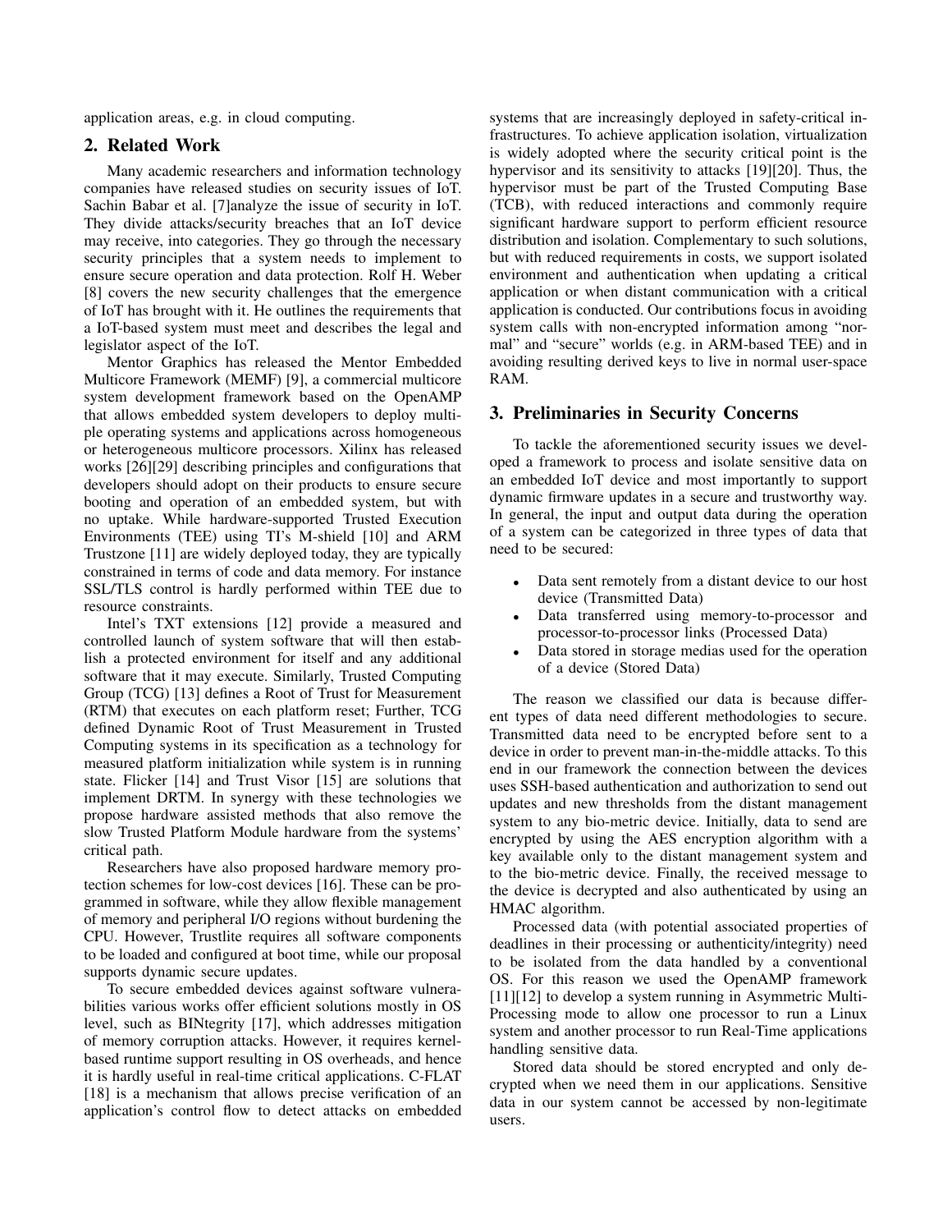application areas, e.g. in cloud computing.

## 2. Related Work

Many academic researchers and information technology companies have released studies on security issues of IoT. Sachin Babar et al. [7]analyze the issue of security in IoT. They divide attacks/security breaches that an IoT device may receive, into categories. They go through the necessary security principles that a system needs to implement to ensure secure operation and data protection. Rolf H. Weber [8] covers the new security challenges that the emergence of IoT has brought with it. He outlines the requirements that a IoT-based system must meet and describes the legal and legislator aspect of the IoT.

Mentor Graphics has released the Mentor Embedded Multicore Framework (MEMF) [9], a commercial multicore system development framework based on the OpenAMP that allows embedded system developers to deploy multiple operating systems and applications across homogeneous or heterogeneous multicore processors. Xilinx has released works [26][29] describing principles and configurations that developers should adopt on their products to ensure secure booting and operation of an embedded system, but with no uptake. While hardware-supported Trusted Execution Environments (TEE) using TI's M-shield [10] and ARM Trustzone [11] are widely deployed today, they are typically constrained in terms of code and data memory. For instance SSL/TLS control is hardly performed within TEE due to resource constraints.

Intel's TXT extensions [12] provide a measured and controlled launch of system software that will then establish a protected environment for itself and any additional software that it may execute. Similarly, Trusted Computing Group (TCG) [13] defines a Root of Trust for Measurement (RTM) that executes on each platform reset; Further, TCG defined Dynamic Root of Trust Measurement in Trusted Computing systems in its specification as a technology for measured platform initialization while system is in running state. Flicker [14] and Trust Visor [15] are solutions that implement DRTM. In synergy with these technologies we propose hardware assisted methods that also remove the slow Trusted Platform Module hardware from the systems' critical path.

Researchers have also proposed hardware memory protection schemes for low-cost devices [16]. These can be programmed in software, while they allow flexible management of memory and peripheral I/O regions without burdening the CPU. However, Trustlite requires all software components to be loaded and configured at boot time, while our proposal supports dynamic secure updates.

To secure embedded devices against software vulnerabilities various works offer efficient solutions mostly in OS level, such as BINtegrity [17], which addresses mitigation of memory corruption attacks. However, it requires kernel-based runtime support resulting in OS overheads, and hence it is hardly useful in real-time critical applications. C-FLAT [18] is a mechanism that allows precise verification of an application's control flow to detect attacks on embedded systems that are increasingly deployed in safety-critical infrastructures. To achieve application isolation, virtualization is widely adopted where the security critical point is the hypervisor and its sensitivity to attacks [19][20]. Thus, the hypervisor must be part of the Trusted Computing Base (TCB), with reduced interactions and commonly require significant hardware support to perform efficient resource distribution and isolation. Complementary to such solutions, but with reduced requirements in costs, we support isolated environment and authentication when updating a critical application or when distant communication with a critical application is conducted. Our contributions focus in avoiding system calls with non-encrypted information among "normal" and "secure" worlds (e.g. in ARM-based TEE) and in avoiding resulting derived keys to live in normal user-space RAM.

## 3. Preliminaries in Security Concerns

To tackle the aforementioned security issues we developed a framework to process and isolate sensitive data on an embedded IoT device and most importantly to support dynamic firmware updates in a secure and trustworthy way. In general, the input and output data during the operation of a system can be categorized in three types of data that need to be secured:

- Data sent remotely from a distant device to our host device (Transmitted Data)
- Data transferred using memory-to-processor and processor-to-processor links (Processed Data)
- Data stored in storage medias used for the operation of a device (Stored Data)

The reason we classified our data is because different types of data need different methodologies to secure. Transmitted data need to be encrypted before sent to a device in order to prevent man-in-the-middle attacks. To this end in our framework the connection between the devices uses SSH-based authentication and authorization to send out updates and new thresholds from the distant management system to any bio-metric device. Initially, data to send are encrypted by using the AES encryption algorithm with a key available only to the distant management system and to the bio-metric device. Finally, the received message to the device is decrypted and also authenticated by using an HMAC algorithm.

Processed data (with potential associated properties of deadlines in their processing or authenticity/integrity) need to be isolated from the data handled by a conventional OS. For this reason we used the OpenAMP framework [11][12] to develop a system running in Asymmetric Multi-Processing mode to allow one processor to run a Linux system and another processor to run Real-Time applications handling sensitive data.

Stored data should be stored encrypted and only decrypted when we need them in our applications. Sensitive data in our system cannot be accessed by non-legitimate users.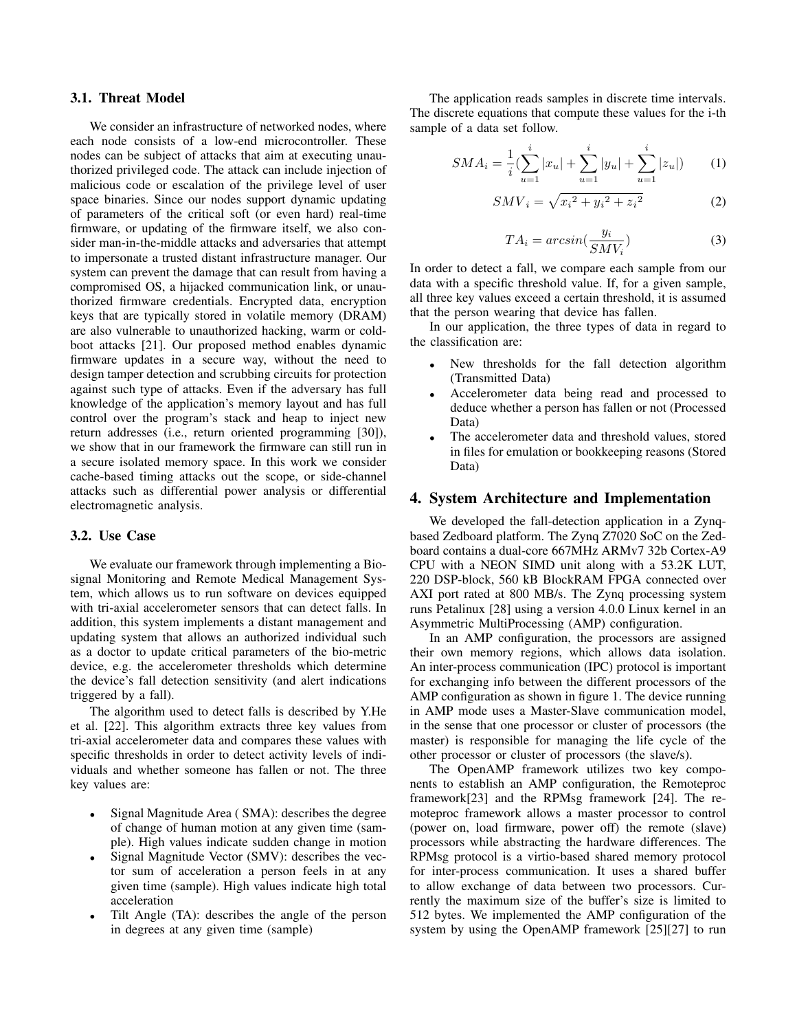### 3.1. Threat Model

We consider an infrastructure of networked nodes, where each node consists of a low-end microcontroller. These nodes can be subject of attacks that aim at executing unauthorized privileged code. The attack can include injection of malicious code or escalation of the privilege level of user space binaries. Since our nodes support dynamic updating of parameters of the critical soft (or even hard) real-time firmware, or updating of the firmware itself, we also consider man-in-the-middle attacks and adversaries that attempt to impersonate a trusted distant infrastructure manager. Our system can prevent the damage that can result from having a compromised OS, a hijacked communication link, or unauthorized firmware credentials. Encrypted data, encryption keys that are typically stored in volatile memory (DRAM) are also vulnerable to unauthorized hacking, warm or cold-boot attacks [21]. Our proposed method enables dynamic firmware updates in a secure way, without the need to design tamper detection and scrubbing circuits for protection against such type of attacks. Even if the adversary has full knowledge of the application's memory layout and has full control over the program's stack and heap to inject new return addresses (i.e., return oriented programming [30]), we show that in our framework the firmware can still run in a secure isolated memory space. In this work we consider cache-based timing attacks out the scope, or side-channel attacks such as differential power analysis or differential electromagnetic analysis.

### 3.2. Use Case

We evaluate our framework through implementing a Biosignal Monitoring and Remote Medical Management System, which allows us to run software on devices equipped with tri-axial accelerometer sensors that can detect falls. In addition, this system implements a distant management and updating system that allows an authorized individual such as a doctor to update critical parameters of the bio-metric device, e.g. the accelerometer thresholds which determine the device's fall detection sensitivity (and alert indications triggered by a fall).

The algorithm used to detect falls is described by Y.He et al. [22]. This algorithm extracts three key values from tri-axial accelerometer data and compares these values with specific thresholds in order to detect activity levels of individuals and whether someone has fallen or not. The three key values are:

- Signal Magnitude Area ( SMA): describes the degree of change of human motion at any given time (sample). High values indicate sudden change in motion
- Signal Magnitude Vector (SMV): describes the vector sum of acceleration a person feels in at any given time (sample). High values indicate high total acceleration
- Tilt Angle (TA): describes the angle of the person in degrees at any given time (sample)

The application reads samples in discrete time intervals. The discrete equations that compute these values for the i-th sample of a data set follow.

$$SMA_i = \frac{1}{i}\left(\sum_{u=1}^{i}|x_u| + \sum_{u=1}^{i}|y_u| + \sum_{u=1}^{i}|z_u|\right) \tag{1}$$

$$SMV_i = \sqrt{{x_i}^2 + {y_i}^2 + {z_i}^2} \tag{2}$$

$$TA_i = arcsin\left(\frac{y_i}{SMV_i}\right) \tag{3}$$

In order to detect a fall, we compare each sample from our data with a specific threshold value. If, for a given sample, all three key values exceed a certain threshold, it is assumed that the person wearing that device has fallen.

In our application, the three types of data in regard to the classification are:

- New thresholds for the fall detection algorithm (Transmitted Data)
- Accelerometer data being read and processed to deduce whether a person has fallen or not (Processed Data)
- The accelerometer data and threshold values, stored in files for emulation or bookkeeping reasons (Stored Data)

## 4. System Architecture and Implementation

We developed the fall-detection application in a Zynq-based Zedboard platform. The Zynq Z7020 SoC on the Zedboard contains a dual-core 667MHz ARMv7 32b Cortex-A9 CPU with a NEON SIMD unit along with a 53.2K LUT, 220 DSP-block, 560 kB BlockRAM FPGA connected over AXI port rated at 800 MB/s. The Zynq processing system runs Petalinux [28] using a version 4.0.0 Linux kernel in an Asymmetric MultiProcessing (AMP) configuration.

In an AMP configuration, the processors are assigned their own memory regions, which allows data isolation. An inter-process communication (IPC) protocol is important for exchanging info between the different processors of the AMP configuration as shown in figure 1. The device running in AMP mode uses a Master-Slave communication model, in the sense that one processor or cluster of processors (the master) is responsible for managing the life cycle of the other processor or cluster of processors (the slave/s).

The OpenAMP framework utilizes two key components to establish an AMP configuration, the Remoteproc framework[23] and the RPMsg framework [24]. The remoteproc framework allows a master processor to control (power on, load firmware, power off) the remote (slave) processors while abstracting the hardware differences. The RPMsg protocol is a virtio-based shared memory protocol for inter-process communication. It uses a shared buffer to allow exchange of data between two processors. Currently the maximum size of the buffer's size is limited to 512 bytes. We implemented the AMP configuration of the system by using the OpenAMP framework [25][27] to run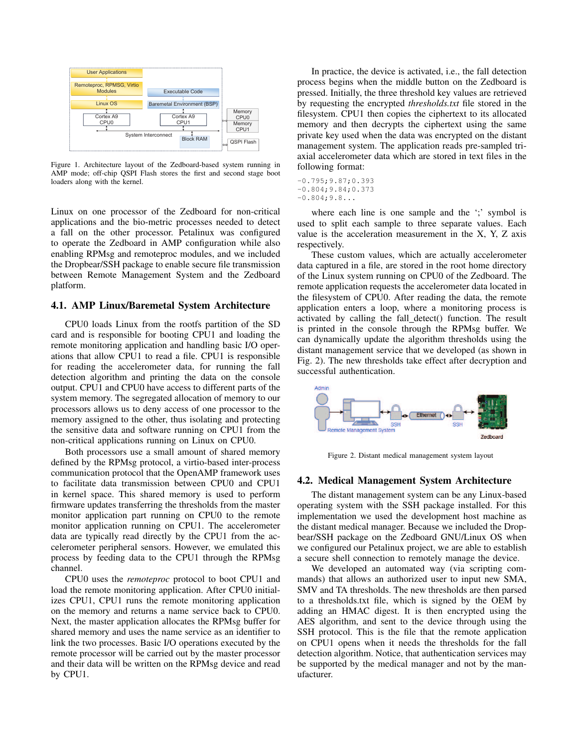Figure 1. Architecture layout of the Zedboard-based system running in AMP mode; off-chip QSPI Flash stores the first and second stage boot loaders along with the kernel.

Linux on one processor of the Zedboard for non-critical applications and the bio-metric processes needed to detect a fall on the other processor. Petalinux was configured to operate the Zedboard in AMP configuration while also enabling RPMsg and remoteproc modules, and we included the Dropbear/SSH package to enable secure file transmission between Remote Management System and the Zedboard platform.

### 4.1. AMP Linux/Baremetal System Architecture

CPU0 loads Linux from the rootfs partition of the SD card and is responsible for booting CPU1 and loading the remote monitoring application and handling basic I/O operations that allow CPU1 to read a file. CPU1 is responsible for reading the accelerometer data, for running the fall detection algorithm and printing the data on the console output. CPU1 and CPU0 have access to different parts of the system memory. The segregated allocation of memory to our processors allows us to deny access of one processor to the memory assigned to the other, thus isolating and protecting the sensitive data and software running on CPU1 from the non-critical applications running on Linux on CPU0.

Both processors use a small amount of shared memory defined by the RPMsg protocol, a virtio-based inter-process communication protocol that the OpenAMP framework uses to facilitate data transmission between CPU0 and CPU1 in kernel space. This shared memory is used to perform firmware updates transferring the thresholds from the master monitor application part running on CPU0 to the remote monitor application running on CPU1. The accelerometer data are typically read directly by the CPU1 from the accelerometer peripheral sensors. However, we emulated this process by feeding data to the CPU1 through the RPMsg channel.

CPU0 uses the *remoteproc* protocol to boot CPU1 and load the remote monitoring application. After CPU0 initializes CPU1, CPU1 runs the remote monitoring application on the memory and returns a name service back to CPU0. Next, the master application allocates the RPMsg buffer for shared memory and uses the name service as an identifier to link the two processes. Basic I/O operations executed by the remote processor will be carried out by the master processor and their data will be written on the RPMsg device and read by CPU1.

In practice, the device is activated, i.e., the fall detection process begins when the middle button on the Zedboard is pressed. Initially, the three threshold key values are retrieved by requesting the encrypted *thresholds.txt* file stored in the filesystem. CPU1 then copies the ciphertext to its allocated memory and then decrypts the ciphertext using the same private key used when the data was encrypted on the distant management system. The application reads pre-sampled tri-axial accelerometer data which are stored in text files in the following format:

```
-0.795;9.87;0.393
-0.804;9.84;0.373
-0.804;9.8...
```

where each line is one sample and the ';' symbol is used to split each sample to three separate values. Each value is the acceleration measurement in the X, Y, Z axis respectively.

These custom values, which are actually accelerometer data captured in a file, are stored in the root home directory of the Linux system running on CPU0 of the Zedboard. The remote application requests the accelerometer data located in the filesystem of CPU0. After reading the data, the remote application enters a loop, where a monitoring process is activated by calling the fall_detect() function. The result is printed in the console through the RPMsg buffer. We can dynamically update the algorithm thresholds using the distant management service that we developed (as shown in Fig. 2). The new thresholds take effect after decryption and successful authentication.

Figure 2. Distant medical management system layout

### 4.2. Medical Management System Architecture

The distant management system can be any Linux-based operating system with the SSH package installed. For this implementation we used the development host machine as the distant medical manager. Because we included the Dropbear/SSH package on the Zedboard GNU/Linux OS when we configured our Petalinux project, we are able to establish a secure shell connection to remotely manage the device.

We developed an automated way (via scripting commands) that allows an authorized user to input new SMA, SMV and TA thresholds. The new thresholds are then parsed to a thresholds.txt file, which is signed by the OEM by adding an HMAC digest. It is then encrypted using the AES algorithm, and sent to the device through using the SSH protocol. This is the file that the remote application on CPU1 opens when it needs the thresholds for the fall detection algorithm. Notice, that authentication services may be supported by the medical manager and not by the manufacturer.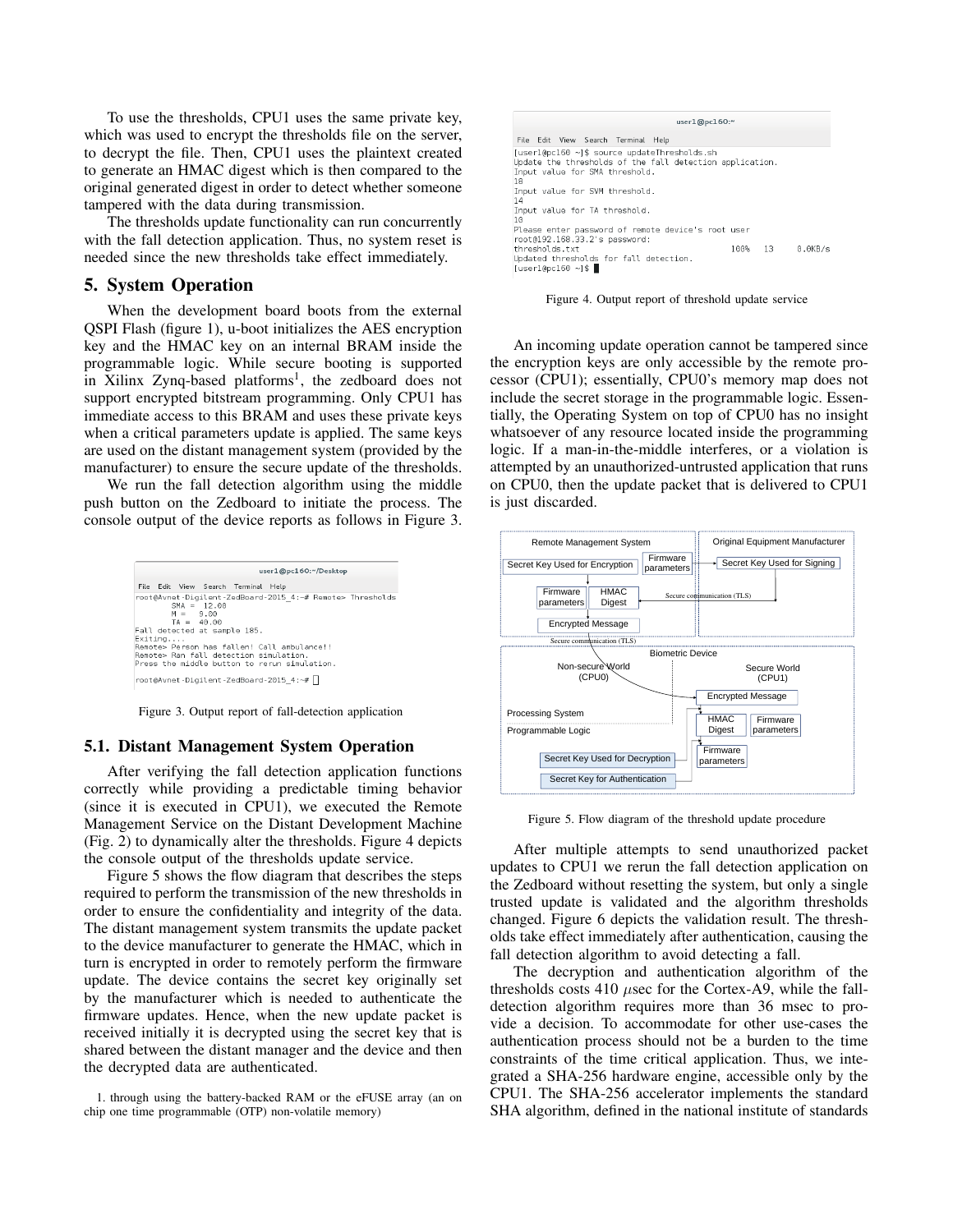To use the thresholds, CPU1 uses the same private key, which was used to encrypt the thresholds file on the server, to decrypt the file. Then, CPU1 uses the plaintext created to generate an HMAC digest which is then compared to the original generated digest in order to detect whether someone tampered with the data during transmission.

The thresholds update functionality can run concurrently with the fall detection application. Thus, no system reset is needed since the new thresholds take effect immediately.

## 5. System Operation

When the development board boots from the external QSPI Flash (figure 1), u-boot initializes the AES encryption key and the HMAC key on an internal BRAM inside the programmable logic. While secure booting is supported in Xilinx Zynq-based platforms[1], the zedboard does not support encrypted bitstream programming. Only CPU1 has immediate access to this BRAM and uses these private keys when a critical parameters update is applied. The same keys are used on the distant management system (provided by the manufacturer) to ensure the secure update of the thresholds.

We run the fall detection algorithm using the middle push button on the Zedboard to initiate the process. The console output of the device reports as follows in Figure 3.

```
root@Avnet-Digilent-ZedBoard-2015_4:~# Remote> Thresholds
        SMA =  12.00
        M =   9.00
        TA =  40.00
Fall detected at sample 185.
Exiting....
Remote> Person has fallen! Call ambulance!!
Remote> Ran fall detection simulation.
Press the middle button to rerun simulation.

root@Avnet-Digilent-ZedBoard-2015_4:~#
```

Figure 3. Output report of fall-detection application

### 5.1. Distant Management System Operation

After verifying the fall detection application functions correctly while providing a predictable timing behavior (since it is executed in CPU1), we executed the Remote Management Service on the Distant Development Machine (Fig. 2) to dynamically alter the thresholds. Figure 4 depicts the console output of the thresholds update service.

Figure 5 shows the flow diagram that describes the steps required to perform the transmission of the new thresholds in order to ensure the confidentiality and integrity of the data. The distant management system transmits the update packet to the device manufacturer to generate the HMAC, which in turn is encrypted in order to remotely perform the firmware update. The device contains the secret key originally set by the manufacturer which is needed to authenticate the firmware updates. Hence, when the new update packet is received initially it is decrypted using the secret key that is shared between the distant manager and the device and then the decrypted data are authenticated.

1. through using the battery-backed RAM or the eFUSE array (an on chip one time programmable (OTP) non-volatile memory)

```
[user1@pc160 ~]$ source updateThresholds.sh
Update the thresholds of the fall detection application.
Input value for SMA threshold.
18
Input value for SVM threshold.
14
Input value for TA threshold.
10
Please enter password of remote device's root user
root@192.168.33.2's password:
thresholds.txt                                100%   13     0.0KB/s
Updated thresholds for fall detection.
[user1@pc160 ~]$
```

Figure 4. Output report of threshold update service

An incoming update operation cannot be tampered since the encryption keys are only accessible by the remote processor (CPU1); essentially, CPU0's memory map does not include the secret storage in the programmable logic. Essentially, the Operating System on top of CPU0 has no insight whatsoever of any resource located inside the programming logic. If a man-in-the-middle interferes, or a violation is attempted by an unauthorized-untrusted application that runs on CPU0, then the update packet that is delivered to CPU1 is just discarded.

Figure 5. Flow diagram of the threshold update procedure

After multiple attempts to send unauthorized packet updates to CPU1 we rerun the fall detection application on the Zedboard without resetting the system, but only a single trusted update is validated and the algorithm thresholds changed. Figure 6 depicts the validation result. The thresholds take effect immediately after authentication, causing the fall detection algorithm to avoid detecting a fall.

The decryption and authentication algorithm of the thresholds costs 410 $\mu$sec for the Cortex-A9, while the fall-detection algorithm requires more than 36 msec to provide a decision. To accommodate for other use-cases the authentication process should not be a burden to the time constraints of the time critical application. Thus, we integrated a SHA-256 hardware engine, accessible only by the CPU1. The SHA-256 accelerator implements the standard SHA algorithm, defined in the national institute of standards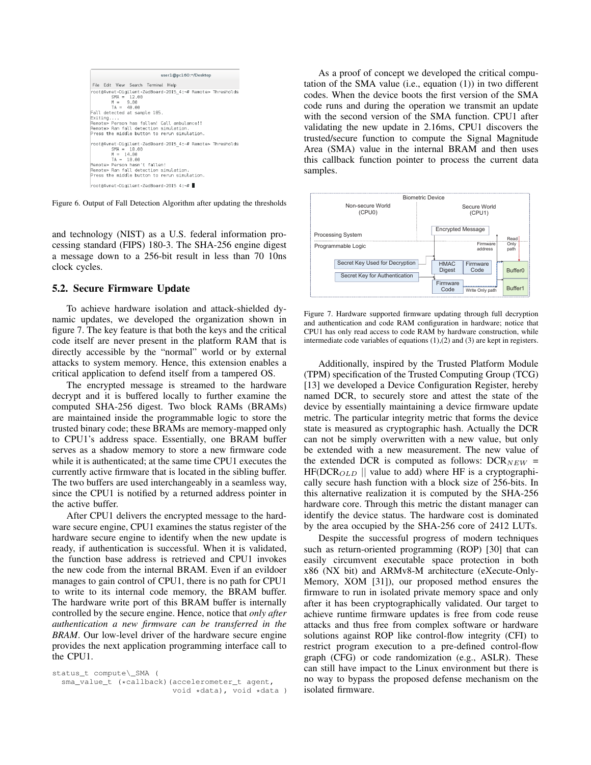Figure 6. Output of Fall Detection Algorithm after updating the thresholds

and technology (NIST) as a U.S. federal information processing standard (FIPS) 180-3. The SHA-256 engine digest a message down to a 256-bit result in less than 70 10ns clock cycles.

### 5.2. Secure Firmware Update

To achieve hardware isolation and attack-shielded dynamic updates, we developed the organization shown in figure 7. The key feature is that both the keys and the critical code itself are never present in the platform RAM that is directly accessible by the "normal" world or by external attacks to system memory. Hence, this extension enables a critical application to defend itself from a tampered OS.

The encrypted message is streamed to the hardware decrypt and it is buffered locally to further examine the computed SHA-256 digest. Two block RAMs (BRAMs) are maintained inside the programmable logic to store the trusted binary code; these BRAMs are memory-mapped only to CPU1's address space. Essentially, one BRAM buffer serves as a shadow memory to store a new firmware code while it is authenticated; at the same time CPU1 executes the currently active firmware that is located in the sibling buffer. The two buffers are used interchangeably in a seamless way, since the CPU1 is notified by a returned address pointer in the active buffer.

After CPU1 delivers the encrypted message to the hardware secure engine, CPU1 examines the status register of the hardware secure engine to identify when the new update is ready, if authentication is successful. When it is validated, the function base address is retrieved and CPU1 invokes the new code from the internal BRAM. Even if an evildoer manages to gain control of CPU1, there is no path for CPU1 to write to its internal code memory, the BRAM buffer. The hardware write port of this BRAM buffer is internally controlled by the secure engine. Hence, notice that *only after authentication a new firmware can be transferred in the BRAM*. Our low-level driver of the hardware secure engine provides the next application programming interface call to the CPU1.

```
status_t compute\_SMA (
  sma_value_t (*callback)(accelerometer_t agent,
                          void *data), void *data )
```

As a proof of concept we developed the critical computation of the SMA value (i.e., equation (1)) in two different codes. When the device boots the first version of the SMA code runs and during the operation we transmit an update with the second version of the SMA function. CPU1 after validating the new update in 2.16ms, CPU1 discovers the trusted/secure function to compute the Signal Magnitude Area (SMA) value in the internal BRAM and then uses this callback function pointer to process the current data samples.

Figure 7. Hardware supported firmware updating through full decryption and authentication and code RAM configuration in hardware; notice that CPU1 has only read access to code RAM by hardware construction, while intermediate code variables of equations (1),(2) and (3) are kept in registers.

Additionally, inspired by the Trusted Platform Module (TPM) specification of the Trusted Computing Group (TCG) [13] we developed a Device Configuration Register, hereby named DCR, to securely store and attest the state of the device by essentially maintaining a device firmware update metric. The particular integrity metric that forms the device state is measured as cryptographic hash. Actually the DCR can not be simply overwritten with a new value, but only be extended with a new measurement. The new value of the extended DCR is computed as follows: $\text{DCR}_{NEW} = \text{HF}(\text{DCR}_{OLD} \parallel \text{value to add})$ where HF is a cryptographically secure hash function with a block size of 256-bits. In this alternative realization it is computed by the SHA-256 hardware core. Through this metric the distant manager can identify the device status. The hardware cost is dominated by the area occupied by the SHA-256 core of 2412 LUTs.

Despite the successful progress of modern techniques such as return-oriented programming (ROP) [30] that can easily circumvent executable space protection in both x86 (NX bit) and ARMv8-M architecture (eXecute-Only-Memory, XOM [31]), our proposed method ensures the firmware to run in isolated private memory space and only after it has been cryptographically validated. Our target to achieve runtime firmware updates is free from code reuse attacks and thus free from complex software or hardware solutions against ROP like control-flow integrity (CFI) to restrict program execution to a pre-defined control-flow graph (CFG) or code randomization (e.g., ASLR). These can still have impact to the Linux environment but there is no way to bypass the proposed defense mechanism on the isolated firmware.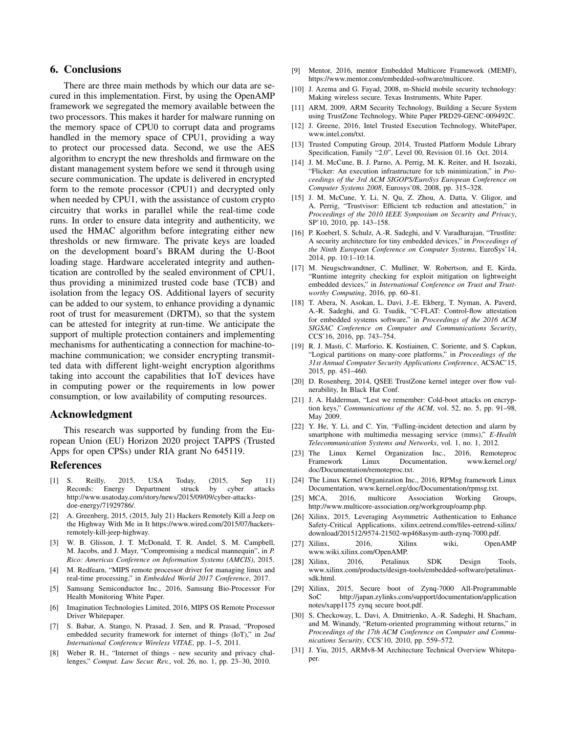## 6. Conclusions

There are three main methods by which our data are secured in this implementation. First, by using the OpenAMP framework we segregated the memory available between the two processors. This makes it harder for malware running on the memory space of CPU0 to corrupt data and programs handled in the memory space of CPU1, providing a way to protect our processed data. Second, we use the AES algorithm to encrypt the new thresholds and firmware on the distant management system before we send it through using secure communication. The update is delivered in encrypted form to the remote processor (CPU1) and decrypted only when needed by CPU1, with the assistance of custom crypto circuitry that works in parallel while the real-time code runs. In order to ensure data integrity and authenticity, we used the HMAC algorithm before integrating either new thresholds or new firmware. The private keys are loaded on the development board's BRAM during the U-Boot loading stage. Hardware accelerated integrity and authentication are controlled by the sealed environment of CPU1, thus providing a minimized trusted code base (TCB) and isolation from the legacy OS. Additional layers of security can be added to our system, to enhance providing a dynamic root of trust for measurement (DRTM), so that the system can be attested for integrity at run-time. We anticipate the support of multiple protection containers and implementing mechanisms for authenticating a connection for machine-to-machine communication; we consider encrypting transmitted data with different light-weight encryption algorithms taking into account the capabilities that IoT devices have in computing power or the requirements in low power consumption, or low availability of computing resources.

## Acknowledgment

This research was supported by funding from the European Union (EU) Horizon 2020 project TAPPS (Trusted Apps for open CPSs) under RIA grant No 645119.

## References

[1] S. Reilly, 2015, USA Today, (2015, Sep 11) Records: Energy Department struck by cyber attacks http://www.usatoday.com/story/news/2015/09/09/cyber-attacks-doe-energy/71929786/.

[2] A. Greenberg, 2015, (2015, July 21) Hackers Remotely Kill a Jeep on the Highway With Me in It https://www.wired.com/2015/07/hackers-remotely-kill-jeep-highway.

[3] W. B. Glisson, J. T. McDonald, T. R. Andel, S. M. Campbell, M. Jacobs, and J. Mayr, "Compromising a medical mannequin", in *P. Rico: Americas Conference on Information Systems (AMCIS)*, 2015.

[4] M. Redfearn, "MIPS remote processor driver for managing linux and real-time processing," in *Embedded World 2017 Conference*, 2017.

[5] Samsung Semiconductor Inc., 2016, Samsung Bio-Processor For Health Monitoring White Paper.

[6] Imagination Technologies Limited, 2016, MIPS OS Remote Processor Driver Whitepaper.

[7] S. Babar, A. Stango, N. Prasad, J. Sen, and R. Prasad, "Proposed embedded security framework for internet of things (IoT)," in *2nd International Conference Wireless VITAE*, pp. 1–5, 2011.

[8] Weber R. H., "Internet of things - new security and privacy challenges," *Comput. Law Secur. Rev.*, vol. 26, no. 1, pp. 23–30, 2010.

[9] Mentor, 2016, mentor Embedded Multicore Framework (MEMF), https://www.mentor.com/embedded-software/multicore.

[10] J. Azema and G. Fayad, 2008, m-Shield mobile security technology: Making wireless secure. Texas Instruments, White Paper.

[11] ARM, 2009, ARM Security Technology, Building a Secure System using TrustZone Technology, White Paper PRD29-GENC-009492C.

[12] J. Greene, 2016, Intel Trusted Execution Technology, WhitePaper, www.intel.com/txt.

[13] Trusted Computing Group, 2014, Trusted Platform Module Library Specification, Family "2.0", Level 00, Revision 01.16 Oct. 2014.

[14] J. M. McCune, B. J. Parno, A. Perrig, M. K. Reiter, and H. Isozaki, "Flicker: An execution infrastructure for tcb minimization," in *Proceedings of the 3rd ACM SIGOPS/EuroSys European Conference on Computer Systems 2008*, Eurosys'08, 2008, pp. 315–328.

[15] J. M. McCune, Y. Li, N. Qu, Z. Zhou, A. Datta, V. Gligor, and A. Perrig, "Trustvisor: Efficient tcb reduction and attestation," in *Proceedings of the 2010 IEEE Symposium on Security and Privacy*, SP'10, 2010, pp. 143–158.

[16] P. Koeberl, S. Schulz, A.-R. Sadeghi, and V. Varadharajan, "Trustlite: A security architecture for tiny embedded devices," in *Proceedings of the Ninth European Conference on Computer Systems*, EuroSys'14, 2014, pp. 10:1–10:14.

[17] M. Neugschwandtner, C. Mulliner, W. Robertson, and E. Kirda, "Runtime integrity checking for exploit mitigation on lightweight embedded devices," in *International Conference on Trust and Trustworthy Computing*, 2016, pp. 60–81.

[18] T. Abera, N. Asokan, L. Davi, J.-E. Ekberg, T. Nyman, A. Paverd, A.-R. Sadeghi, and G. Tsudik, "C-FLAT: Control-flow attestation for embedded systems software," in *Proceedings of the 2016 ACM SIGSAC Conference on Computer and Communications Security*, CCS'16, 2016, pp. 743–754.

[19] R. J. Masti, C. Marforio, K. Kostiainen, C. Soriente, and S. Capkun, "Logical partitions on many-core platforms," in *Proceedings of the 31st Annual Computer Security Applications Conference*, ACSAC'15, 2015, pp. 451–460.

[20] D. Rosenberg, 2014, QSEE TrustZone kernel integer over flow vulnerability, In Black Hat Conf.

[21] J. A. Halderman, "Lest we remember: Cold-boot attacks on encryption keys," *Communications of the ACM*, vol. 52, no. 5, pp. 91–98, May 2009.

[22] Y. He, Y. Li, and C. Yin, "Falling-incident detection and alarm by smartphone with multimedia messaging service (mms)," *E-Health Telecommunication Systems and Networks*, vol. 1, no. 1, 2012.

[23] The Linux Kernel Organization Inc., 2016, Remoteproc Framework Linux Documentation, www.kernel.org/doc/Documentation/remoteproc.txt.

[24] The Linux Kernel Organization Inc., 2016, RPMsg framework Linux Documentation, www.kernel.org/doc/Documentation/rpmsg.txt.

[25] MCA, 2016, multicore Association Working Groups, http://www.multicore-association.org/workgroup/oamp.php.

[26] Xilinx, 2015, Leveraging Asymmetric Authentication to Enhance Safety-Critical Applications, xilinx.eetrend.com/files-eetrend-xilinx/download/201512/9574-21502-wp468asym-auth-zynq-7000.pdf.

[27] Xilinx, 2016, Xilinx wiki, OpenAMP www.wiki.xilinx.com/OpenAMP.

[28] Xilinx, 2016, Petalinux SDK Design Tools, www.xilinx.com/products/design-tools/embedded-software/petalinux-sdk.html.

[29] Xilinx, 2015, Secure boot of Zynq-7000 All-Programmable SoC http://japan.zylinks.com/support/documentation/application notes/xapp1175 zynq secure boot.pdf.

[30] S. Checkoway, L. Davi, A. Dmitrienko, A.-R. Sadeghi, H. Shacham, and M. Winandy, "Return-oriented programming without returns," in *Proceedings of the 17th ACM Conference on Computer and Communications Security*, CCS'10, 2010, pp. 559–572.

[31] J. Yiu, 2015, ARMv8-M Architecture Technical Overview Whitepaper.